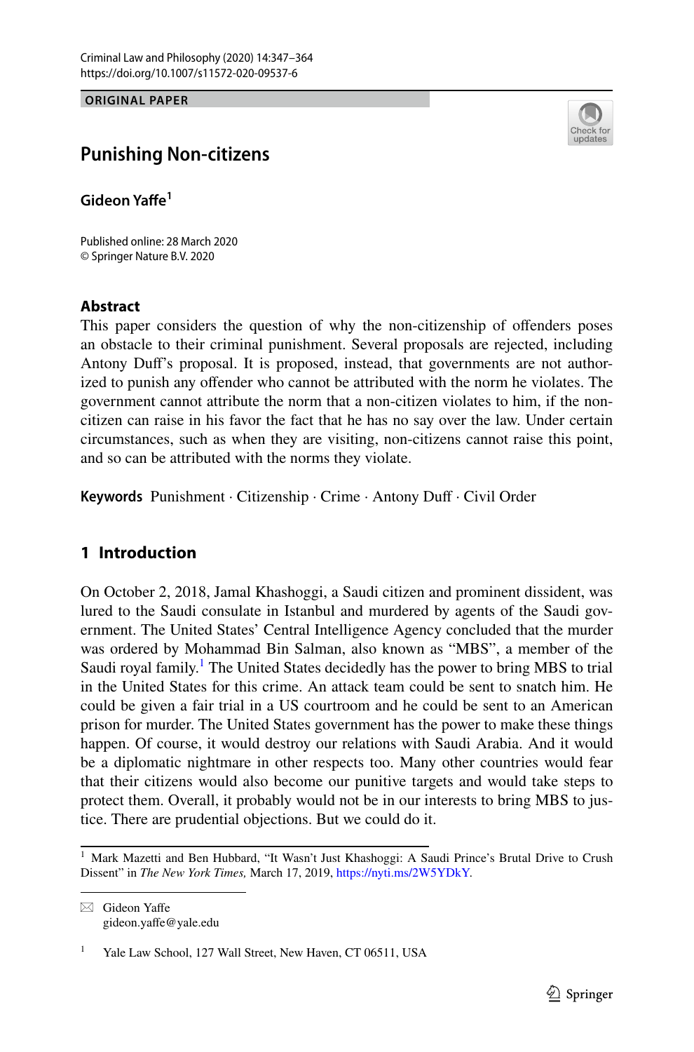ORIGINAL PAPER

# Punishing Non-citizens

**Gideon Yaffe**[1]

Published online: 28 March 2020
© Springer Nature B.V. 2020

## Abstract

This paper considers the question of why the non-citizenship of offenders poses an obstacle to their criminal punishment. Several proposals are rejected, including Antony Duff's proposal. It is proposed, instead, that governments are not authorized to punish any offender who cannot be attributed with the norm he violates. The government cannot attribute the norm that a non-citizen violates to him, if the non-citizen can raise in his favor the fact that he has no say over the law. Under certain circumstances, such as when they are visiting, non-citizens cannot raise this point, and so can be attributed with the norms they violate.

**Keywords** Punishment · Citizenship · Crime · Antony Duff · Civil Order

## 1 Introduction

On October 2, 2018, Jamal Khashoggi, a Saudi citizen and prominent dissident, was lured to the Saudi consulate in Istanbul and murdered by agents of the Saudi government. The United States' Central Intelligence Agency concluded that the murder was ordered by Mohammad Bin Salman, also known as "MBS", a member of the Saudi royal family.[1] The United States decidedly has the power to bring MBS to trial in the United States for this crime. An attack team could be sent to snatch him. He could be given a fair trial in a US courtroom and he could be sent to an American prison for murder. The United States government has the power to make these things happen. Of course, it would destroy our relations with Saudi Arabia. And it would be a diplomatic nightmare in other respects too. Many other countries would fear that their citizens would also become our punitive targets and would take steps to protect them. Overall, it probably would not be in our interests to bring MBS to justice. There are prudential objections. But we could do it.

---

[1] Mark Mazetti and Ben Hubbard, "It Wasn't Just Khashoggi: A Saudi Prince's Brutal Drive to Crush Dissent" in *The New York Times,* March 17, 2019, https://nyti.ms/2W5YDkY.

---

✉ Gideon Yaffe
gideon.yaffe@yale.edu

[1] Yale Law School, 127 Wall Street, New Haven, CT 06511, USA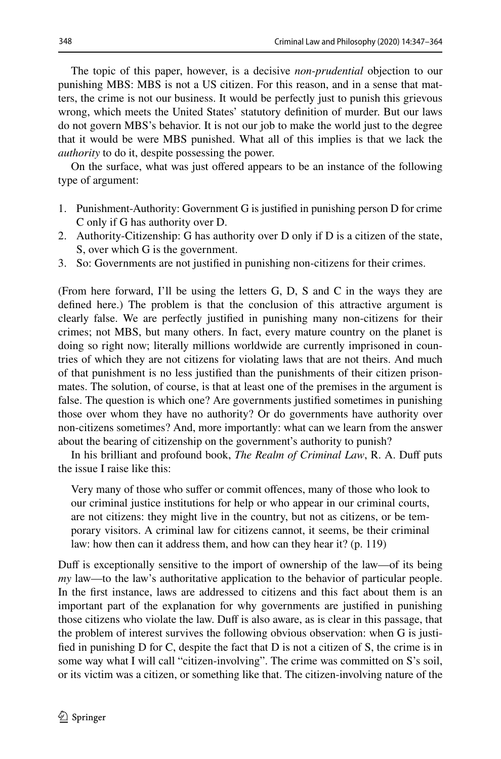The topic of this paper, however, is a decisive *non-prudential* objection to our punishing MBS: MBS is not a US citizen. For this reason, and in a sense that matters, the crime is not our business. It would be perfectly just to punish this grievous wrong, which meets the United States' statutory definition of murder. But our laws do not govern MBS's behavior. It is not our job to make the world just to the degree that it would be were MBS punished. What all of this implies is that we lack the *authority* to do it, despite possessing the power.

On the surface, what was just offered appears to be an instance of the following type of argument:

1. Punishment-Authority: Government G is justified in punishing person D for crime C only if G has authority over D.
2. Authority-Citizenship: G has authority over D only if D is a citizen of the state, S, over which G is the government.
3. So: Governments are not justified in punishing non-citizens for their crimes.

(From here forward, I'll be using the letters G, D, S and C in the ways they are defined here.) The problem is that the conclusion of this attractive argument is clearly false. We are perfectly justified in punishing many non-citizens for their crimes; not MBS, but many others. In fact, every mature country on the planet is doing so right now; literally millions worldwide are currently imprisoned in countries of which they are not citizens for violating laws that are not theirs. And much of that punishment is no less justified than the punishments of their citizen prisonmates. The solution, of course, is that at least one of the premises in the argument is false. The question is which one? Are governments justified sometimes in punishing those over whom they have no authority? Or do governments have authority over non-citizens sometimes? And, more importantly: what can we learn from the answer about the bearing of citizenship on the government's authority to punish?

In his brilliant and profound book, *The Realm of Criminal Law*, R. A. Duff puts the issue I raise like this:

> Very many of those who suffer or commit offences, many of those who look to our criminal justice institutions for help or who appear in our criminal courts, are not citizens: they might live in the country, but not as citizens, or be temporary visitors. A criminal law for citizens cannot, it seems, be their criminal law: how then can it address them, and how can they hear it? (p. 119)

Duff is exceptionally sensitive to the import of ownership of the law—of its being *my* law—to the law's authoritative application to the behavior of particular people. In the first instance, laws are addressed to citizens and this fact about them is an important part of the explanation for why governments are justified in punishing those citizens who violate the law. Duff is also aware, as is clear in this passage, that the problem of interest survives the following obvious observation: when G is justified in punishing D for C, despite the fact that D is not a citizen of S, the crime is in some way what I will call "citizen-involving". The crime was committed on S's soil, or its victim was a citizen, or something like that. The citizen-involving nature of the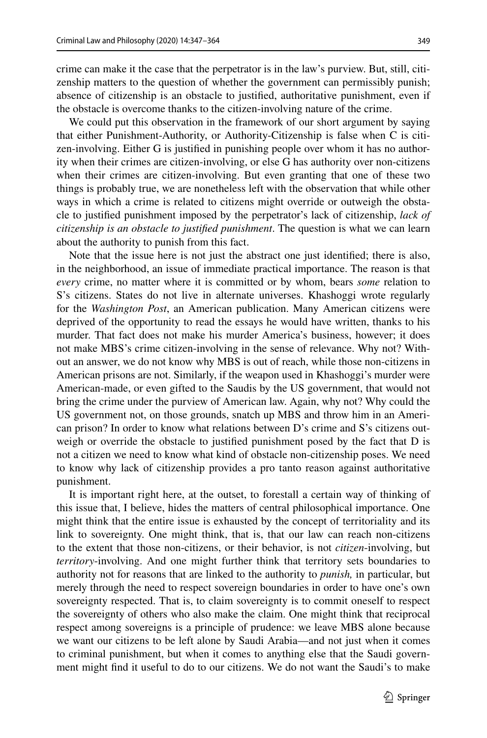crime can make it the case that the perpetrator is in the law's purview. But, still, citizenship matters to the question of whether the government can permissibly punish; absence of citizenship is an obstacle to justified, authoritative punishment, even if the obstacle is overcome thanks to the citizen-involving nature of the crime.

We could put this observation in the framework of our short argument by saying that either Punishment-Authority, or Authority-Citizenship is false when C is citizen-involving. Either G is justified in punishing people over whom it has no authority when their crimes are citizen-involving, or else G has authority over non-citizens when their crimes are citizen-involving. But even granting that one of these two things is probably true, we are nonetheless left with the observation that while other ways in which a crime is related to citizens might override or outweigh the obstacle to justified punishment imposed by the perpetrator's lack of citizenship, *lack of citizenship is an obstacle to justified punishment*. The question is what we can learn about the authority to punish from this fact.

Note that the issue here is not just the abstract one just identified; there is also, in the neighborhood, an issue of immediate practical importance. The reason is that *every* crime, no matter where it is committed or by whom, bears *some* relation to S's citizens. States do not live in alternate universes. Khashoggi wrote regularly for the *Washington Post*, an American publication. Many American citizens were deprived of the opportunity to read the essays he would have written, thanks to his murder. That fact does not make his murder America's business, however; it does not make MBS's crime citizen-involving in the sense of relevance. Why not? Without an answer, we do not know why MBS is out of reach, while those non-citizens in American prisons are not. Similarly, if the weapon used in Khashoggi's murder were American-made, or even gifted to the Saudis by the US government, that would not bring the crime under the purview of American law. Again, why not? Why could the US government not, on those grounds, snatch up MBS and throw him in an American prison? In order to know what relations between D's crime and S's citizens outweigh or override the obstacle to justified punishment posed by the fact that D is not a citizen we need to know what kind of obstacle non-citizenship poses. We need to know why lack of citizenship provides a pro tanto reason against authoritative punishment.

It is important right here, at the outset, to forestall a certain way of thinking of this issue that, I believe, hides the matters of central philosophical importance. One might think that the entire issue is exhausted by the concept of territoriality and its link to sovereignty. One might think, that is, that our law can reach non-citizens to the extent that those non-citizens, or their behavior, is not *citizen*-involving, but *territory*-involving. And one might further think that territory sets boundaries to authority not for reasons that are linked to the authority to *punish,* in particular, but merely through the need to respect sovereign boundaries in order to have one's own sovereignty respected. That is, to claim sovereignty is to commit oneself to respect the sovereignty of others who also make the claim. One might think that reciprocal respect among sovereigns is a principle of prudence: we leave MBS alone because we want our citizens to be left alone by Saudi Arabia—and not just when it comes to criminal punishment, but when it comes to anything else that the Saudi government might find it useful to do to our citizens. We do not want the Saudi's to make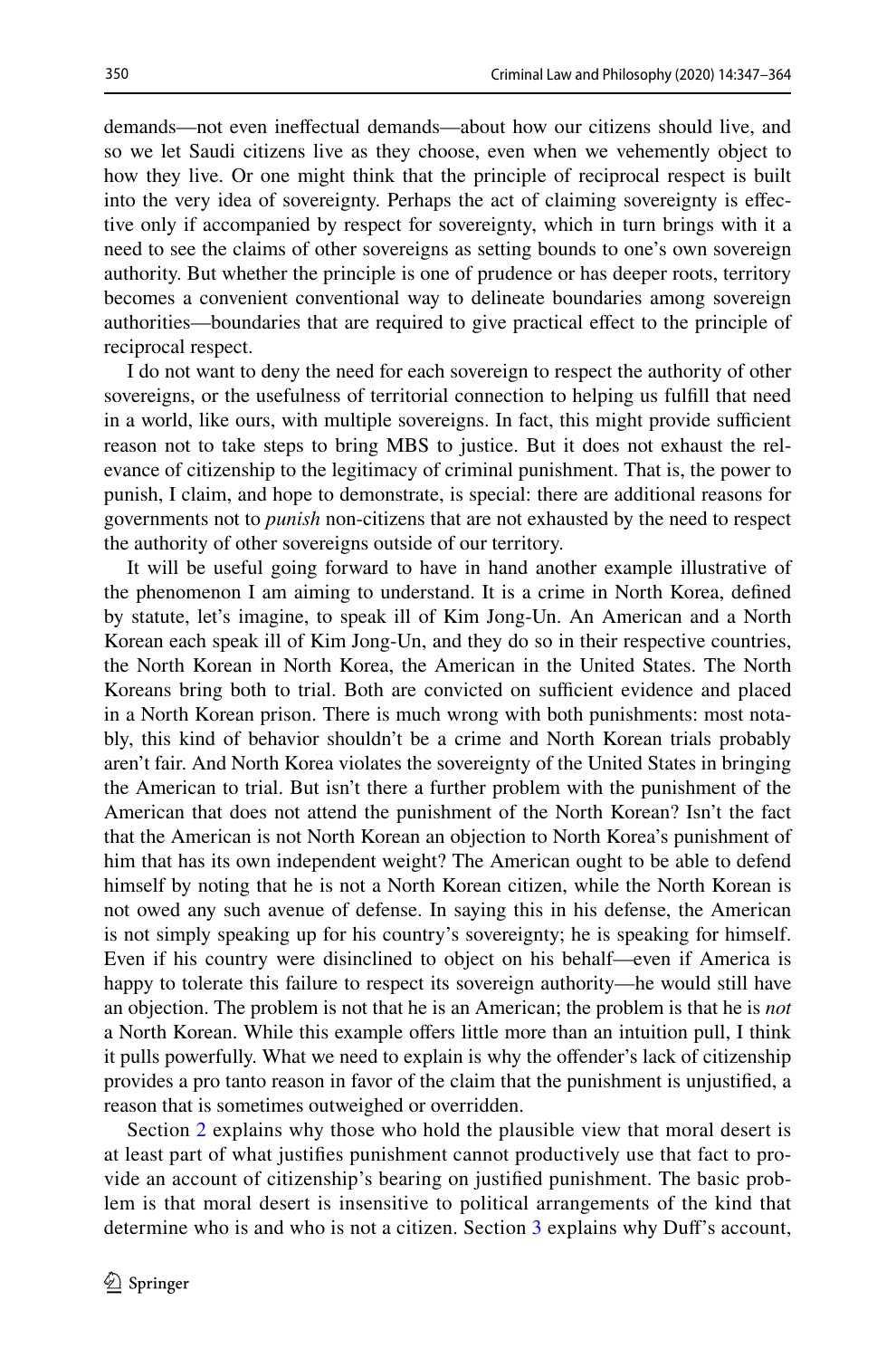demands—not even ineffectual demands—about how our citizens should live, and so we let Saudi citizens live as they choose, even when we vehemently object to how they live. Or one might think that the principle of reciprocal respect is built into the very idea of sovereignty. Perhaps the act of claiming sovereignty is effective only if accompanied by respect for sovereignty, which in turn brings with it a need to see the claims of other sovereigns as setting bounds to one's own sovereign authority. But whether the principle is one of prudence or has deeper roots, territory becomes a convenient conventional way to delineate boundaries among sovereign authorities—boundaries that are required to give practical effect to the principle of reciprocal respect.

I do not want to deny the need for each sovereign to respect the authority of other sovereigns, or the usefulness of territorial connection to helping us fulfill that need in a world, like ours, with multiple sovereigns. In fact, this might provide sufficient reason not to take steps to bring MBS to justice. But it does not exhaust the relevance of citizenship to the legitimacy of criminal punishment. That is, the power to punish, I claim, and hope to demonstrate, is special: there are additional reasons for governments not to *punish* non-citizens that are not exhausted by the need to respect the authority of other sovereigns outside of our territory.

It will be useful going forward to have in hand another example illustrative of the phenomenon I am aiming to understand. It is a crime in North Korea, defined by statute, let's imagine, to speak ill of Kim Jong-Un. An American and a North Korean each speak ill of Kim Jong-Un, and they do so in their respective countries, the North Korean in North Korea, the American in the United States. The North Koreans bring both to trial. Both are convicted on sufficient evidence and placed in a North Korean prison. There is much wrong with both punishments: most notably, this kind of behavior shouldn't be a crime and North Korean trials probably aren't fair. And North Korea violates the sovereignty of the United States in bringing the American to trial. But isn't there a further problem with the punishment of the American that does not attend the punishment of the North Korean? Isn't the fact that the American is not North Korean an objection to North Korea's punishment of him that has its own independent weight? The American ought to be able to defend himself by noting that he is not a North Korean citizen, while the North Korean is not owed any such avenue of defense. In saying this in his defense, the American is not simply speaking up for his country's sovereignty; he is speaking for himself. Even if his country were disinclined to object on his behalf—even if America is happy to tolerate this failure to respect its sovereign authority—he would still have an objection. The problem is not that he is an American; the problem is that he is *not* a North Korean. While this example offers little more than an intuition pull, I think it pulls powerfully. What we need to explain is why the offender's lack of citizenship provides a pro tanto reason in favor of the claim that the punishment is unjustified, a reason that is sometimes outweighed or overridden.

Section 2 explains why those who hold the plausible view that moral desert is at least part of what justifies punishment cannot productively use that fact to provide an account of citizenship's bearing on justified punishment. The basic problem is that moral desert is insensitive to political arrangements of the kind that determine who is and who is not a citizen. Section 3 explains why Duff's account,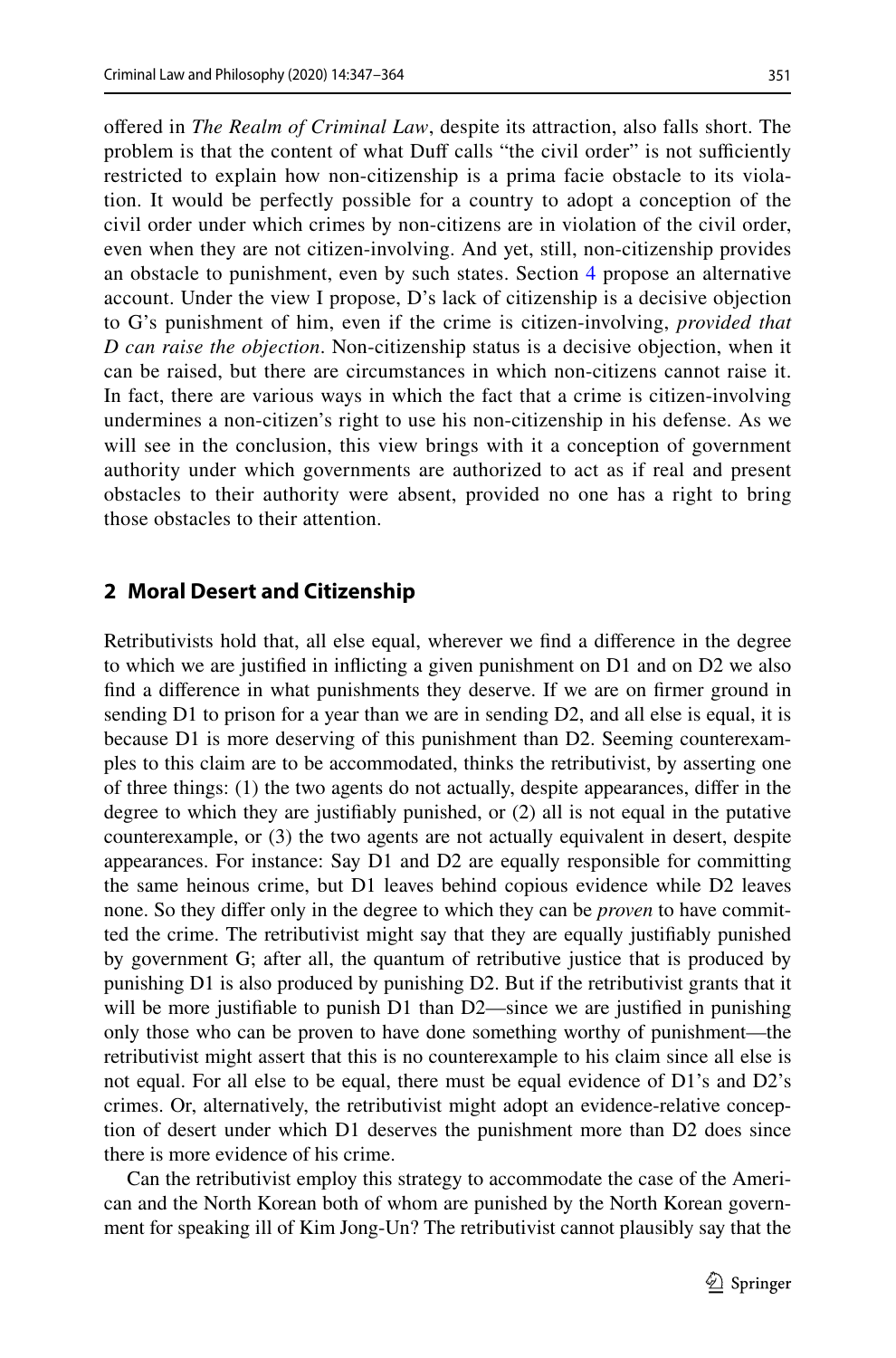offered in *The Realm of Criminal Law*, despite its attraction, also falls short. The problem is that the content of what Duff calls "the civil order" is not sufficiently restricted to explain how non-citizenship is a prima facie obstacle to its violation. It would be perfectly possible for a country to adopt a conception of the civil order under which crimes by non-citizens are in violation of the civil order, even when they are not citizen-involving. And yet, still, non-citizenship provides an obstacle to punishment, even by such states. Section 4 propose an alternative account. Under the view I propose, D's lack of citizenship is a decisive objection to G's punishment of him, even if the crime is citizen-involving, *provided that D can raise the objection*. Non-citizenship status is a decisive objection, when it can be raised, but there are circumstances in which non-citizens cannot raise it. In fact, there are various ways in which the fact that a crime is citizen-involving undermines a non-citizen's right to use his non-citizenship in his defense. As we will see in the conclusion, this view brings with it a conception of government authority under which governments are authorized to act as if real and present obstacles to their authority were absent, provided no one has a right to bring those obstacles to their attention.

## 2 Moral Desert and Citizenship

Retributivists hold that, all else equal, wherever we find a difference in the degree to which we are justified in inflicting a given punishment on D1 and on D2 we also find a difference in what punishments they deserve. If we are on firmer ground in sending D1 to prison for a year than we are in sending D2, and all else is equal, it is because D1 is more deserving of this punishment than D2. Seeming counterexamples to this claim are to be accommodated, thinks the retributivist, by asserting one of three things: (1) the two agents do not actually, despite appearances, differ in the degree to which they are justifiably punished, or (2) all is not equal in the putative counterexample, or (3) the two agents are not actually equivalent in desert, despite appearances. For instance: Say D1 and D2 are equally responsible for committing the same heinous crime, but D1 leaves behind copious evidence while D2 leaves none. So they differ only in the degree to which they can be *proven* to have committed the crime. The retributivist might say that they are equally justifiably punished by government G; after all, the quantum of retributive justice that is produced by punishing D1 is also produced by punishing D2. But if the retributivist grants that it will be more justifiable to punish D1 than D2—since we are justified in punishing only those who can be proven to have done something worthy of punishment—the retributivist might assert that this is no counterexample to his claim since all else is not equal. For all else to be equal, there must be equal evidence of D1's and D2's crimes. Or, alternatively, the retributivist might adopt an evidence-relative conception of desert under which D1 deserves the punishment more than D2 does since there is more evidence of his crime.

Can the retributivist employ this strategy to accommodate the case of the American and the North Korean both of whom are punished by the North Korean government for speaking ill of Kim Jong-Un? The retributivist cannot plausibly say that the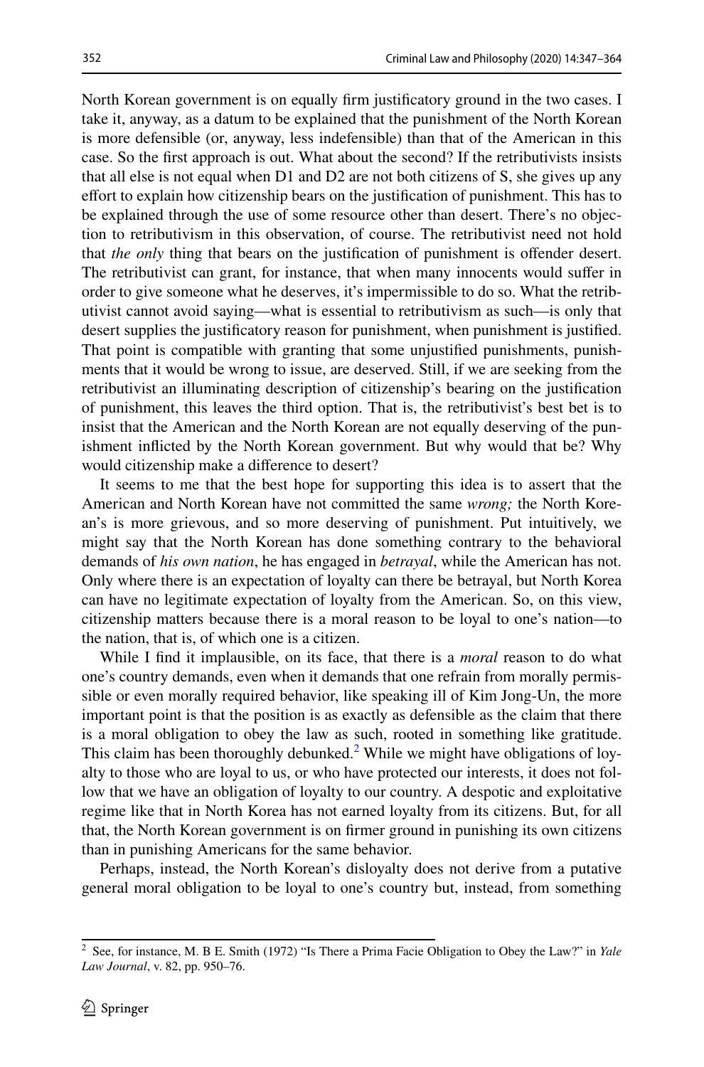North Korean government is on equally firm justificatory ground in the two cases. I take it, anyway, as a datum to be explained that the punishment of the North Korean is more defensible (or, anyway, less indefensible) than that of the American in this case. So the first approach is out. What about the second? If the retributivists insists that all else is not equal when D1 and D2 are not both citizens of S, she gives up any effort to explain how citizenship bears on the justification of punishment. This has to be explained through the use of some resource other than desert. There's no objection to retributivism in this observation, of course. The retributivist need not hold that *the only* thing that bears on the justification of punishment is offender desert. The retributivist can grant, for instance, that when many innocents would suffer in order to give someone what he deserves, it's impermissible to do so. What the retributivist cannot avoid saying—what is essential to retributivism as such—is only that desert supplies the justificatory reason for punishment, when punishment is justified. That point is compatible with granting that some unjustified punishments, punishments that it would be wrong to issue, are deserved. Still, if we are seeking from the retributivist an illuminating description of citizenship's bearing on the justification of punishment, this leaves the third option. That is, the retributivist's best bet is to insist that the American and the North Korean are not equally deserving of the punishment inflicted by the North Korean government. But why would that be? Why would citizenship make a difference to desert?

It seems to me that the best hope for supporting this idea is to assert that the American and North Korean have not committed the same *wrong;* the North Korean's is more grievous, and so more deserving of punishment. Put intuitively, we might say that the North Korean has done something contrary to the behavioral demands of *his own nation*, he has engaged in *betrayal*, while the American has not. Only where there is an expectation of loyalty can there be betrayal, but North Korea can have no legitimate expectation of loyalty from the American. So, on this view, citizenship matters because there is a moral reason to be loyal to one's nation—to the nation, that is, of which one is a citizen.

While I find it implausible, on its face, that there is a *moral* reason to do what one's country demands, even when it demands that one refrain from morally permissible or even morally required behavior, like speaking ill of Kim Jong-Un, the more important point is that the position is as exactly as defensible as the claim that there is a moral obligation to obey the law as such, rooted in something like gratitude. This claim has been thoroughly debunked.[2] While we might have obligations of loyalty to those who are loyal to us, or who have protected our interests, it does not follow that we have an obligation of loyalty to our country. A despotic and exploitative regime like that in North Korea has not earned loyalty from its citizens. But, for all that, the North Korean government is on firmer ground in punishing its own citizens than in punishing Americans for the same behavior.

Perhaps, instead, the North Korean's disloyalty does not derive from a putative general moral obligation to be loyal to one's country but, instead, from something

---

[2] See, for instance, M. B E. Smith (1972) "Is There a Prima Facie Obligation to Obey the Law?" in *Yale Law Journal*, v. 82, pp. 950–76.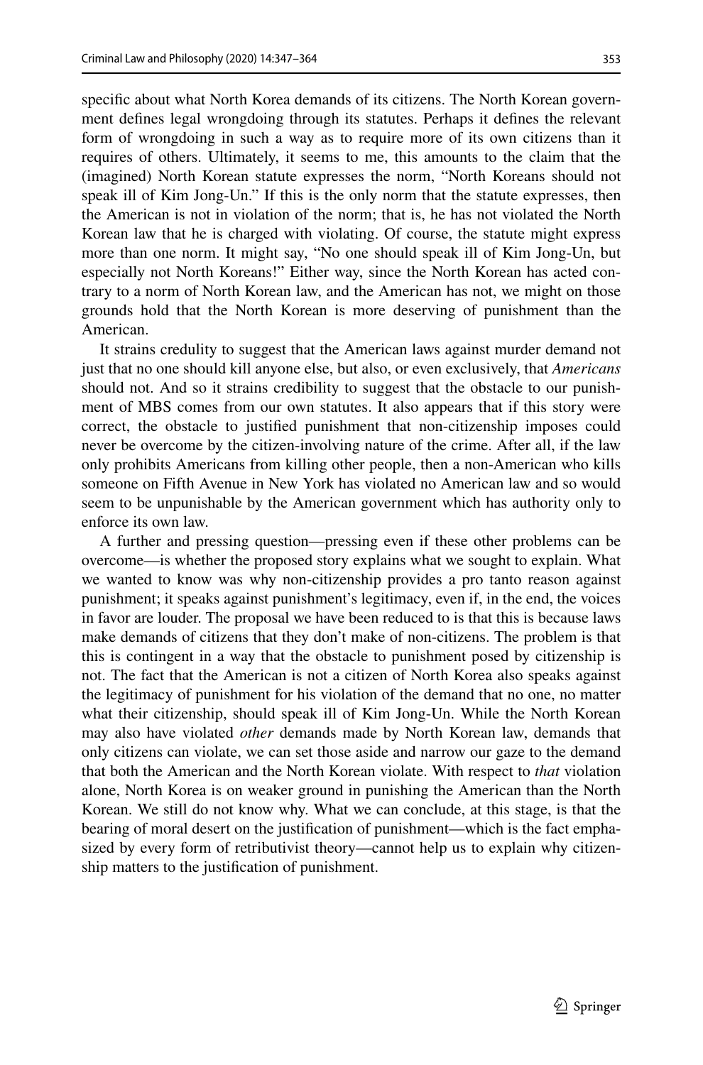specific about what North Korea demands of its citizens. The North Korean government defines legal wrongdoing through its statutes. Perhaps it defines the relevant form of wrongdoing in such a way as to require more of its own citizens than it requires of others. Ultimately, it seems to me, this amounts to the claim that the (imagined) North Korean statute expresses the norm, "North Koreans should not speak ill of Kim Jong-Un." If this is the only norm that the statute expresses, then the American is not in violation of the norm; that is, he has not violated the North Korean law that he is charged with violating. Of course, the statute might express more than one norm. It might say, "No one should speak ill of Kim Jong-Un, but especially not North Koreans!" Either way, since the North Korean has acted contrary to a norm of North Korean law, and the American has not, we might on those grounds hold that the North Korean is more deserving of punishment than the American.

It strains credulity to suggest that the American laws against murder demand not just that no one should kill anyone else, but also, or even exclusively, that *Americans* should not. And so it strains credibility to suggest that the obstacle to our punishment of MBS comes from our own statutes. It also appears that if this story were correct, the obstacle to justified punishment that non-citizenship imposes could never be overcome by the citizen-involving nature of the crime. After all, if the law only prohibits Americans from killing other people, then a non-American who kills someone on Fifth Avenue in New York has violated no American law and so would seem to be unpunishable by the American government which has authority only to enforce its own law.

A further and pressing question—pressing even if these other problems can be overcome—is whether the proposed story explains what we sought to explain. What we wanted to know was why non-citizenship provides a pro tanto reason against punishment; it speaks against punishment's legitimacy, even if, in the end, the voices in favor are louder. The proposal we have been reduced to is that this is because laws make demands of citizens that they don't make of non-citizens. The problem is that this is contingent in a way that the obstacle to punishment posed by citizenship is not. The fact that the American is not a citizen of North Korea also speaks against the legitimacy of punishment for his violation of the demand that no one, no matter what their citizenship, should speak ill of Kim Jong-Un. While the North Korean may also have violated *other* demands made by North Korean law, demands that only citizens can violate, we can set those aside and narrow our gaze to the demand that both the American and the North Korean violate. With respect to *that* violation alone, North Korea is on weaker ground in punishing the American than the North Korean. We still do not know why. What we can conclude, at this stage, is that the bearing of moral desert on the justification of punishment—which is the fact emphasized by every form of retributivist theory—cannot help us to explain why citizenship matters to the justification of punishment.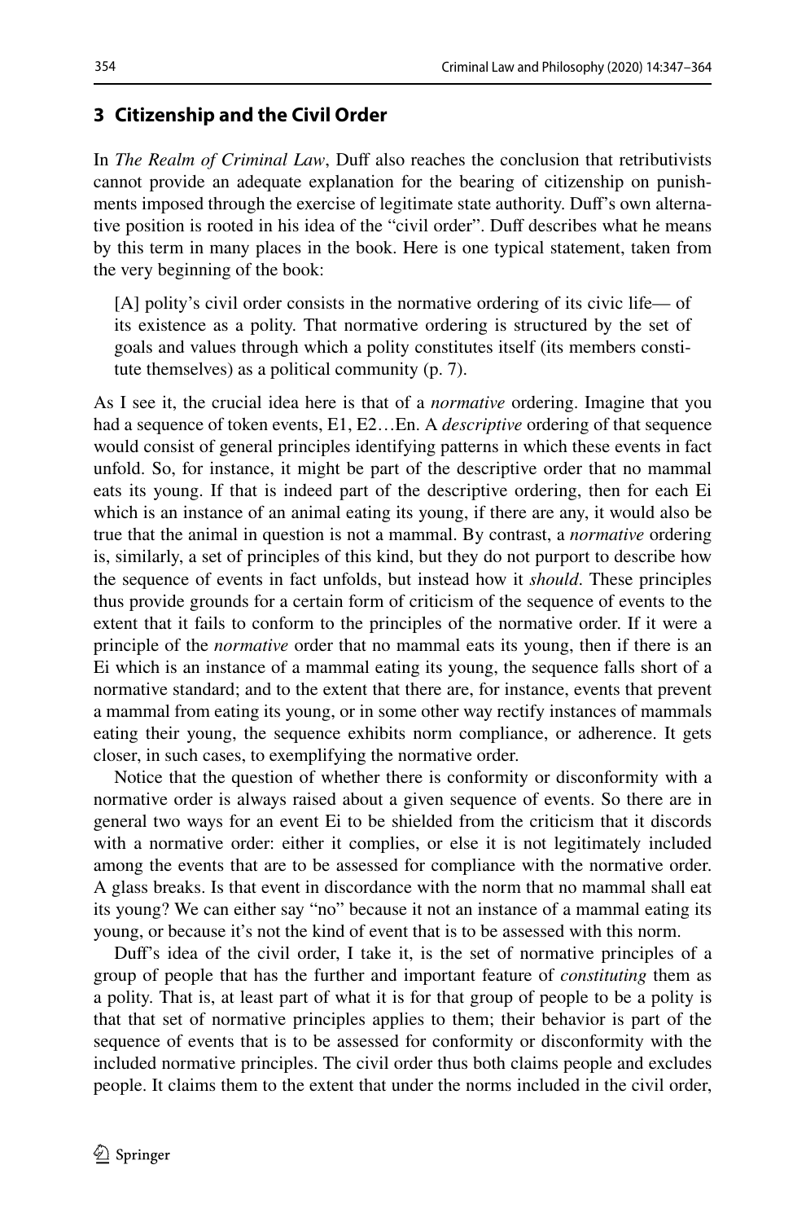## 3 Citizenship and the Civil Order

In *The Realm of Criminal Law*, Duff also reaches the conclusion that retributivists cannot provide an adequate explanation for the bearing of citizenship on punishments imposed through the exercise of legitimate state authority. Duff's own alternative position is rooted in his idea of the "civil order". Duff describes what he means by this term in many places in the book. Here is one typical statement, taken from the very beginning of the book:

> [A] polity's civil order consists in the normative ordering of its civic life— of its existence as a polity. That normative ordering is structured by the set of goals and values through which a polity constitutes itself (its members constitute themselves) as a political community (p. 7).

As I see it, the crucial idea here is that of a *normative* ordering. Imagine that you had a sequence of token events, E1, E2…En. A *descriptive* ordering of that sequence would consist of general principles identifying patterns in which these events in fact unfold. So, for instance, it might be part of the descriptive order that no mammal eats its young. If that is indeed part of the descriptive ordering, then for each Ei which is an instance of an animal eating its young, if there are any, it would also be true that the animal in question is not a mammal. By contrast, a *normative* ordering is, similarly, a set of principles of this kind, but they do not purport to describe how the sequence of events in fact unfolds, but instead how it *should*. These principles thus provide grounds for a certain form of criticism of the sequence of events to the extent that it fails to conform to the principles of the normative order. If it were a principle of the *normative* order that no mammal eats its young, then if there is an Ei which is an instance of a mammal eating its young, the sequence falls short of a normative standard; and to the extent that there are, for instance, events that prevent a mammal from eating its young, or in some other way rectify instances of mammals eating their young, the sequence exhibits norm compliance, or adherence. It gets closer, in such cases, to exemplifying the normative order.

Notice that the question of whether there is conformity or disconformity with a normative order is always raised about a given sequence of events. So there are in general two ways for an event Ei to be shielded from the criticism that it discords with a normative order: either it complies, or else it is not legitimately included among the events that are to be assessed for compliance with the normative order. A glass breaks. Is that event in discordance with the norm that no mammal shall eat its young? We can either say "no" because it not an instance of a mammal eating its young, or because it's not the kind of event that is to be assessed with this norm.

Duff's idea of the civil order, I take it, is the set of normative principles of a group of people that has the further and important feature of *constituting* them as a polity. That is, at least part of what it is for that group of people to be a polity is that that set of normative principles applies to them; their behavior is part of the sequence of events that is to be assessed for conformity or disconformity with the included normative principles. The civil order thus both claims people and excludes people. It claims them to the extent that under the norms included in the civil order,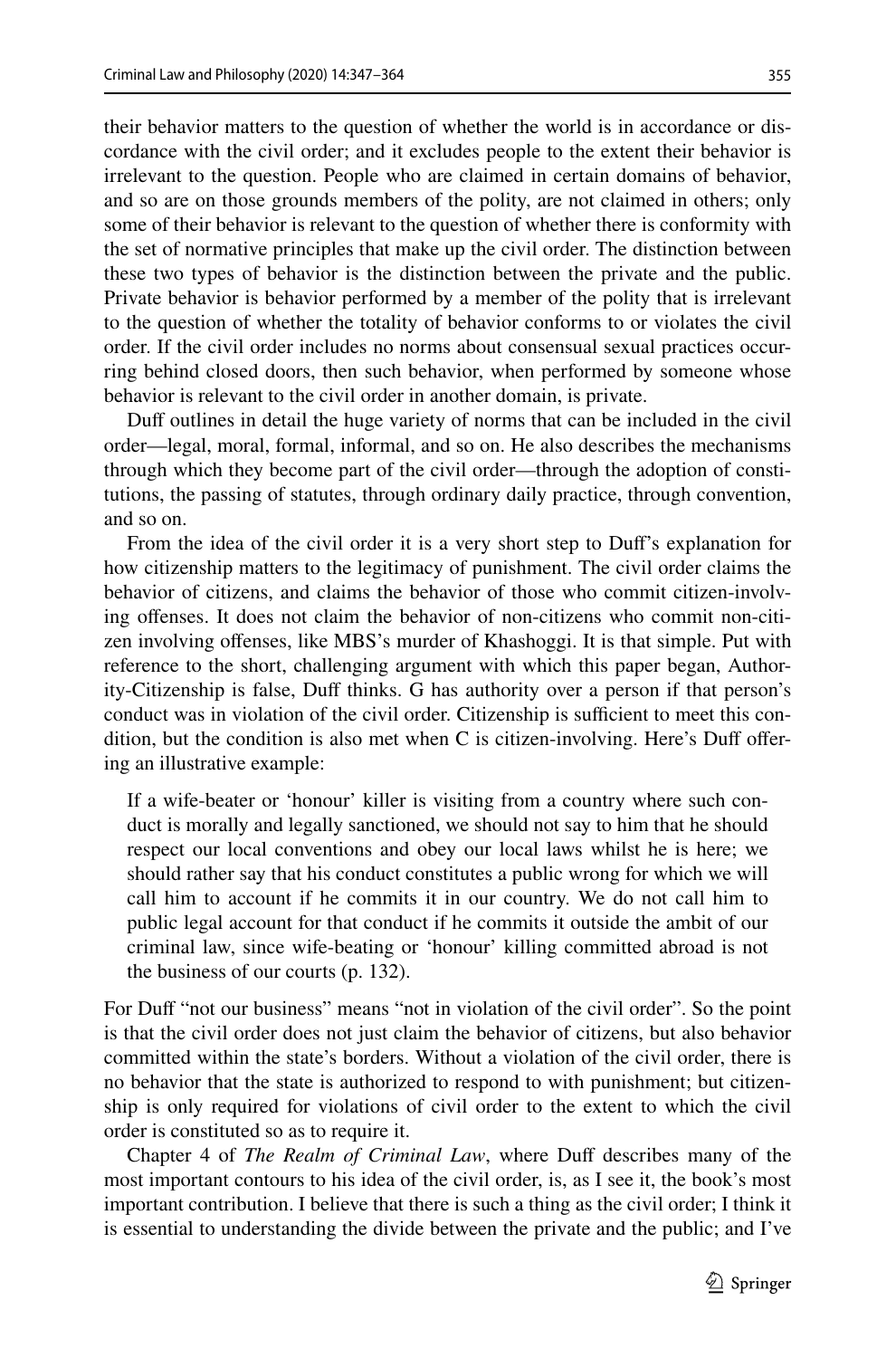their behavior matters to the question of whether the world is in accordance or discordance with the civil order; and it excludes people to the extent their behavior is irrelevant to the question. People who are claimed in certain domains of behavior, and so are on those grounds members of the polity, are not claimed in others; only some of their behavior is relevant to the question of whether there is conformity with the set of normative principles that make up the civil order. The distinction between these two types of behavior is the distinction between the private and the public. Private behavior is behavior performed by a member of the polity that is irrelevant to the question of whether the totality of behavior conforms to or violates the civil order. If the civil order includes no norms about consensual sexual practices occurring behind closed doors, then such behavior, when performed by someone whose behavior is relevant to the civil order in another domain, is private.

Duff outlines in detail the huge variety of norms that can be included in the civil order—legal, moral, formal, informal, and so on. He also describes the mechanisms through which they become part of the civil order—through the adoption of constitutions, the passing of statutes, through ordinary daily practice, through convention, and so on.

From the idea of the civil order it is a very short step to Duff's explanation for how citizenship matters to the legitimacy of punishment. The civil order claims the behavior of citizens, and claims the behavior of those who commit citizen-involving offenses. It does not claim the behavior of non-citizens who commit non-citizen involving offenses, like MBS's murder of Khashoggi. It is that simple. Put with reference to the short, challenging argument with which this paper began, Authority-Citizenship is false, Duff thinks. G has authority over a person if that person's conduct was in violation of the civil order. Citizenship is sufficient to meet this condition, but the condition is also met when C is citizen-involving. Here's Duff offering an illustrative example:

> If a wife-beater or 'honour' killer is visiting from a country where such conduct is morally and legally sanctioned, we should not say to him that he should respect our local conventions and obey our local laws whilst he is here; we should rather say that his conduct constitutes a public wrong for which we will call him to account if he commits it in our country. We do not call him to public legal account for that conduct if he commits it outside the ambit of our criminal law, since wife-beating or 'honour' killing committed abroad is not the business of our courts (p. 132).

For Duff "not our business" means "not in violation of the civil order". So the point is that the civil order does not just claim the behavior of citizens, but also behavior committed within the state's borders. Without a violation of the civil order, there is no behavior that the state is authorized to respond to with punishment; but citizenship is only required for violations of civil order to the extent to which the civil order is constituted so as to require it.

Chapter 4 of *The Realm of Criminal Law*, where Duff describes many of the most important contours to his idea of the civil order, is, as I see it, the book's most important contribution. I believe that there is such a thing as the civil order; I think it is essential to understanding the divide between the private and the public; and I've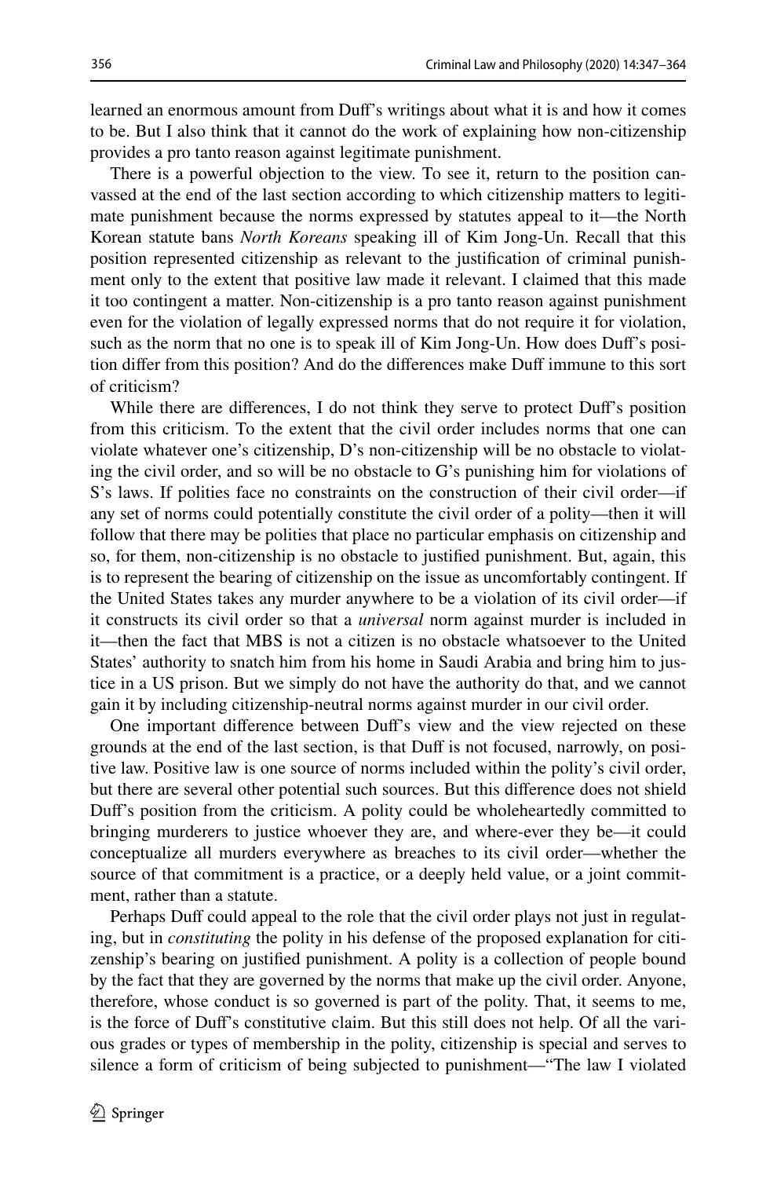learned an enormous amount from Duff's writings about what it is and how it comes to be. But I also think that it cannot do the work of explaining how non-citizenship provides a pro tanto reason against legitimate punishment.

There is a powerful objection to the view. To see it, return to the position canvassed at the end of the last section according to which citizenship matters to legitimate punishment because the norms expressed by statutes appeal to it—the North Korean statute bans *North Koreans* speaking ill of Kim Jong-Un. Recall that this position represented citizenship as relevant to the justification of criminal punishment only to the extent that positive law made it relevant. I claimed that this made it too contingent a matter. Non-citizenship is a pro tanto reason against punishment even for the violation of legally expressed norms that do not require it for violation, such as the norm that no one is to speak ill of Kim Jong-Un. How does Duff's position differ from this position? And do the differences make Duff immune to this sort of criticism?

While there are differences, I do not think they serve to protect Duff's position from this criticism. To the extent that the civil order includes norms that one can violate whatever one's citizenship, D's non-citizenship will be no obstacle to violating the civil order, and so will be no obstacle to G's punishing him for violations of S's laws. If polities face no constraints on the construction of their civil order—if any set of norms could potentially constitute the civil order of a polity—then it will follow that there may be polities that place no particular emphasis on citizenship and so, for them, non-citizenship is no obstacle to justified punishment. But, again, this is to represent the bearing of citizenship on the issue as uncomfortably contingent. If the United States takes any murder anywhere to be a violation of its civil order—if it constructs its civil order so that a *universal* norm against murder is included in it—then the fact that MBS is not a citizen is no obstacle whatsoever to the United States' authority to snatch him from his home in Saudi Arabia and bring him to justice in a US prison. But we simply do not have the authority do that, and we cannot gain it by including citizenship-neutral norms against murder in our civil order.

One important difference between Duff's view and the view rejected on these grounds at the end of the last section, is that Duff is not focused, narrowly, on positive law. Positive law is one source of norms included within the polity's civil order, but there are several other potential such sources. But this difference does not shield Duff's position from the criticism. A polity could be wholeheartedly committed to bringing murderers to justice whoever they are, and where-ever they be—it could conceptualize all murders everywhere as breaches to its civil order—whether the source of that commitment is a practice, or a deeply held value, or a joint commitment, rather than a statute.

Perhaps Duff could appeal to the role that the civil order plays not just in regulating, but in *constituting* the polity in his defense of the proposed explanation for citizenship's bearing on justified punishment. A polity is a collection of people bound by the fact that they are governed by the norms that make up the civil order. Anyone, therefore, whose conduct is so governed is part of the polity. That, it seems to me, is the force of Duff's constitutive claim. But this still does not help. Of all the various grades or types of membership in the polity, citizenship is special and serves to silence a form of criticism of being subjected to punishment—"The law I violated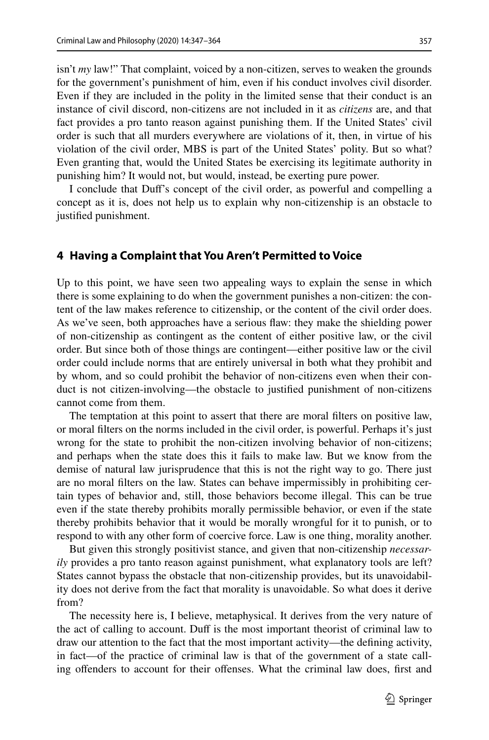isn't *my* law!" That complaint, voiced by a non-citizen, serves to weaken the grounds for the government's punishment of him, even if his conduct involves civil disorder. Even if they are included in the polity in the limited sense that their conduct is an instance of civil discord, non-citizens are not included in it as *citizens* are, and that fact provides a pro tanto reason against punishing them. If the United States' civil order is such that all murders everywhere are violations of it, then, in virtue of his violation of the civil order, MBS is part of the United States' polity. But so what? Even granting that, would the United States be exercising its legitimate authority in punishing him? It would not, but would, instead, be exerting pure power.

I conclude that Duff's concept of the civil order, as powerful and compelling a concept as it is, does not help us to explain why non-citizenship is an obstacle to justified punishment.

## 4 Having a Complaint that You Aren't Permitted to Voice

Up to this point, we have seen two appealing ways to explain the sense in which there is some explaining to do when the government punishes a non-citizen: the content of the law makes reference to citizenship, or the content of the civil order does. As we've seen, both approaches have a serious flaw: they make the shielding power of non-citizenship as contingent as the content of either positive law, or the civil order. But since both of those things are contingent—either positive law or the civil order could include norms that are entirely universal in both what they prohibit and by whom, and so could prohibit the behavior of non-citizens even when their conduct is not citizen-involving—the obstacle to justified punishment of non-citizens cannot come from them.

The temptation at this point to assert that there are moral filters on positive law, or moral filters on the norms included in the civil order, is powerful. Perhaps it's just wrong for the state to prohibit the non-citizen involving behavior of non-citizens; and perhaps when the state does this it fails to make law. But we know from the demise of natural law jurisprudence that this is not the right way to go. There just are no moral filters on the law. States can behave impermissibly in prohibiting certain types of behavior and, still, those behaviors become illegal. This can be true even if the state thereby prohibits morally permissible behavior, or even if the state thereby prohibits behavior that it would be morally wrongful for it to punish, or to respond to with any other form of coercive force. Law is one thing, morality another.

But given this strongly positivist stance, and given that non-citizenship *necessarily* provides a pro tanto reason against punishment, what explanatory tools are left? States cannot bypass the obstacle that non-citizenship provides, but its unavoidability does not derive from the fact that morality is unavoidable. So what does it derive from?

The necessity here is, I believe, metaphysical. It derives from the very nature of the act of calling to account. Duff is the most important theorist of criminal law to draw our attention to the fact that the most important activity—the defining activity, in fact—of the practice of criminal law is that of the government of a state calling offenders to account for their offenses. What the criminal law does, first and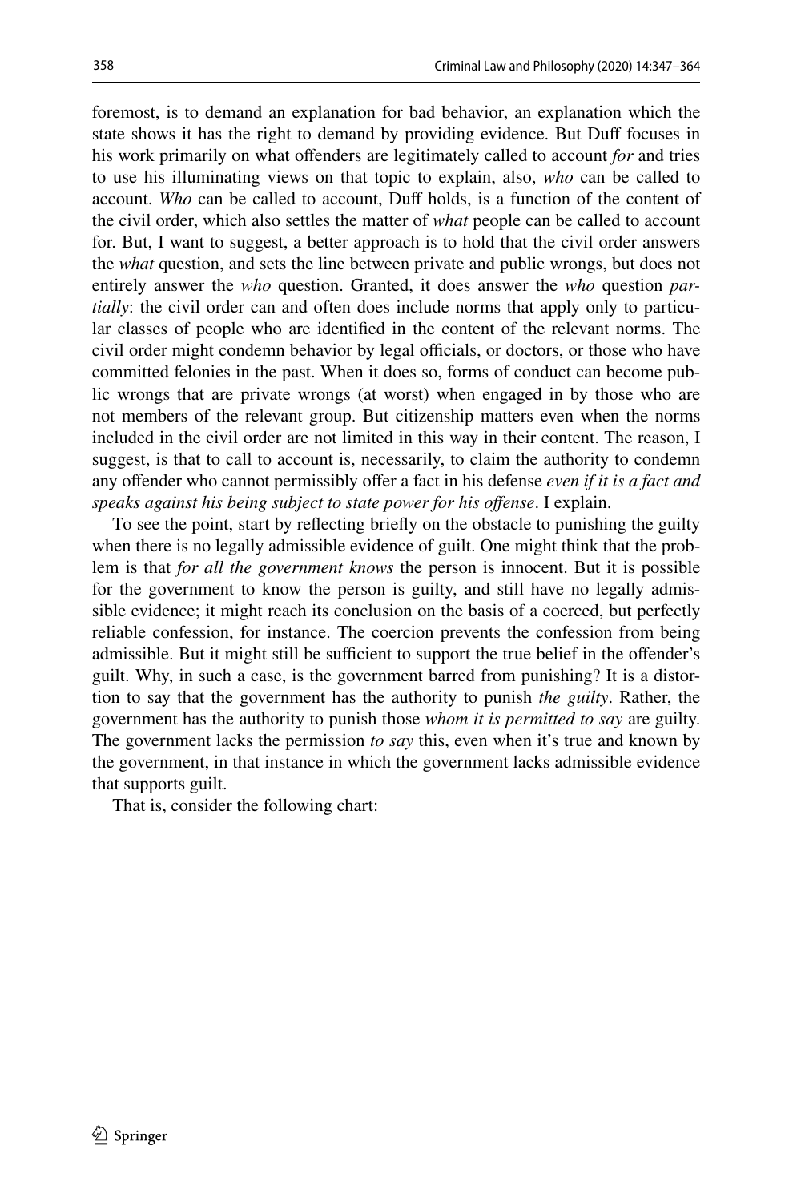foremost, is to demand an explanation for bad behavior, an explanation which the state shows it has the right to demand by providing evidence. But Duff focuses in his work primarily on what offenders are legitimately called to account *for* and tries to use his illuminating views on that topic to explain, also, *who* can be called to account. *Who* can be called to account, Duff holds, is a function of the content of the civil order, which also settles the matter of *what* people can be called to account for. But, I want to suggest, a better approach is to hold that the civil order answers the *what* question, and sets the line between private and public wrongs, but does not entirely answer the *who* question. Granted, it does answer the *who* question *partially*: the civil order can and often does include norms that apply only to particular classes of people who are identified in the content of the relevant norms. The civil order might condemn behavior by legal officials, or doctors, or those who have committed felonies in the past. When it does so, forms of conduct can become public wrongs that are private wrongs (at worst) when engaged in by those who are not members of the relevant group. But citizenship matters even when the norms included in the civil order are not limited in this way in their content. The reason, I suggest, is that to call to account is, necessarily, to claim the authority to condemn any offender who cannot permissibly offer a fact in his defense *even if it is a fact and speaks against his being subject to state power for his offense*. I explain.

To see the point, start by reflecting briefly on the obstacle to punishing the guilty when there is no legally admissible evidence of guilt. One might think that the problem is that *for all the government knows* the person is innocent. But it is possible for the government to know the person is guilty, and still have no legally admissible evidence; it might reach its conclusion on the basis of a coerced, but perfectly reliable confession, for instance. The coercion prevents the confession from being admissible. But it might still be sufficient to support the true belief in the offender's guilt. Why, in such a case, is the government barred from punishing? It is a distortion to say that the government has the authority to punish *the guilty*. Rather, the government has the authority to punish those *whom it is permitted to say* are guilty. The government lacks the permission *to say* this, even when it's true and known by the government, in that instance in which the government lacks admissible evidence that supports guilt.

That is, consider the following chart: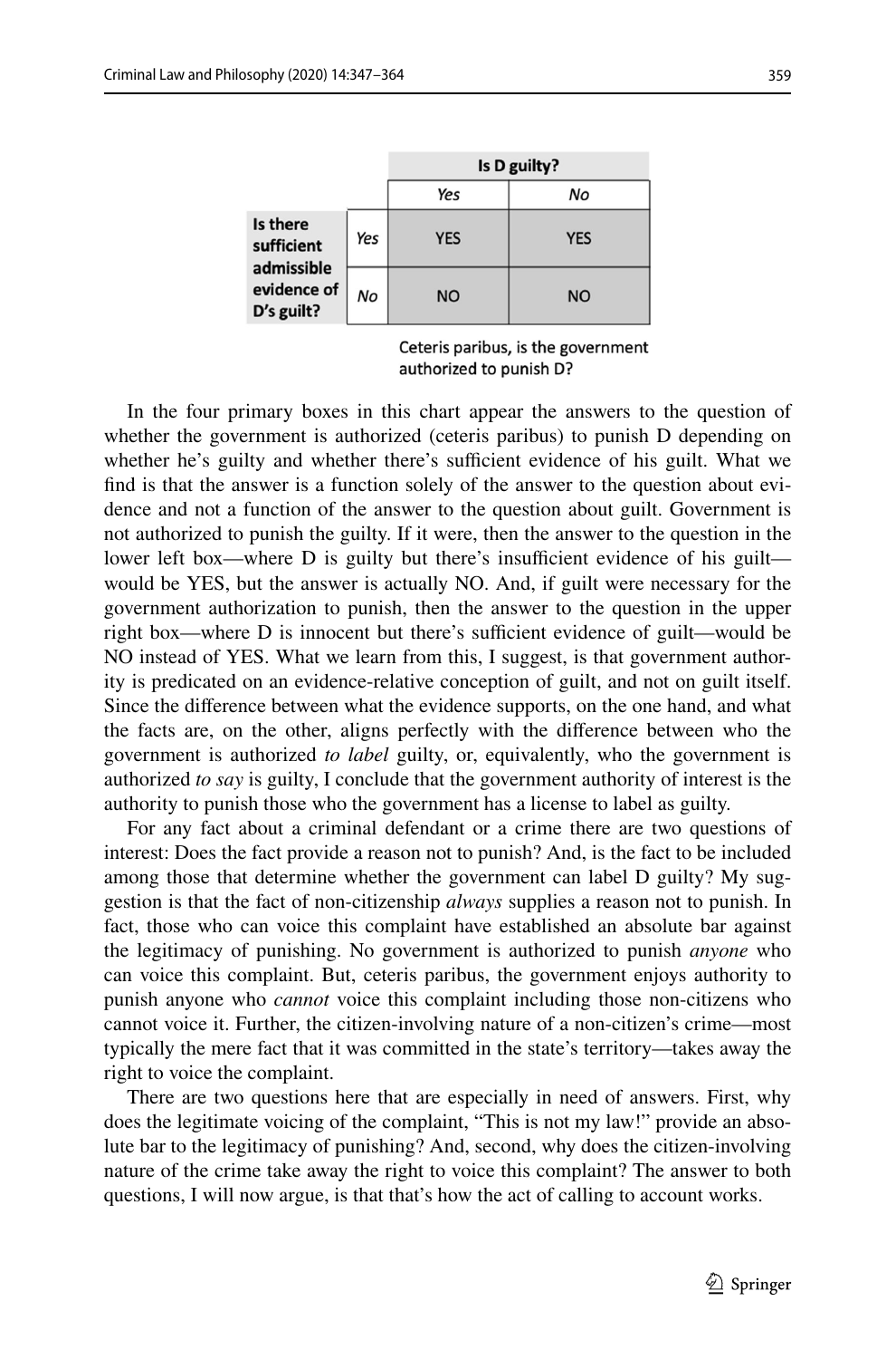| | | Is D guilty? | |
|---|---|---|---|
| | | *Yes* | *No* |
| **Is there sufficient admissible evidence of D's guilt?** | *Yes* | YES | YES |
| | *No* | NO | NO |

Ceteris paribus, is the government authorized to punish D?

In the four primary boxes in this chart appear the answers to the question of whether the government is authorized (ceteris paribus) to punish D depending on whether he's guilty and whether there's sufficient evidence of his guilt. What we find is that the answer is a function solely of the answer to the question about evidence and not a function of the answer to the question about guilt. Government is not authorized to punish the guilty. If it were, then the answer to the question in the lower left box—where D is guilty but there's insufficient evidence of his guilt—would be YES, but the answer is actually NO. And, if guilt were necessary for the government authorization to punish, then the answer to the question in the upper right box—where D is innocent but there's sufficient evidence of guilt—would be NO instead of YES. What we learn from this, I suggest, is that government authority is predicated on an evidence-relative conception of guilt, and not on guilt itself. Since the difference between what the evidence supports, on the one hand, and what the facts are, on the other, aligns perfectly with the difference between who the government is authorized *to label* guilty, or, equivalently, who the government is authorized *to say* is guilty, I conclude that the government authority of interest is the authority to punish those who the government has a license to label as guilty.

For any fact about a criminal defendant or a crime there are two questions of interest: Does the fact provide a reason not to punish? And, is the fact to be included among those that determine whether the government can label D guilty? My suggestion is that the fact of non-citizenship *always* supplies a reason not to punish. In fact, those who can voice this complaint have established an absolute bar against the legitimacy of punishing. No government is authorized to punish *anyone* who can voice this complaint. But, ceteris paribus, the government enjoys authority to punish anyone who *cannot* voice this complaint including those non-citizens who cannot voice it. Further, the citizen-involving nature of a non-citizen's crime—most typically the mere fact that it was committed in the state's territory—takes away the right to voice the complaint.

There are two questions here that are especially in need of answers. First, why does the legitimate voicing of the complaint, "This is not my law!" provide an absolute bar to the legitimacy of punishing? And, second, why does the citizen-involving nature of the crime take away the right to voice this complaint? The answer to both questions, I will now argue, is that that's how the act of calling to account works.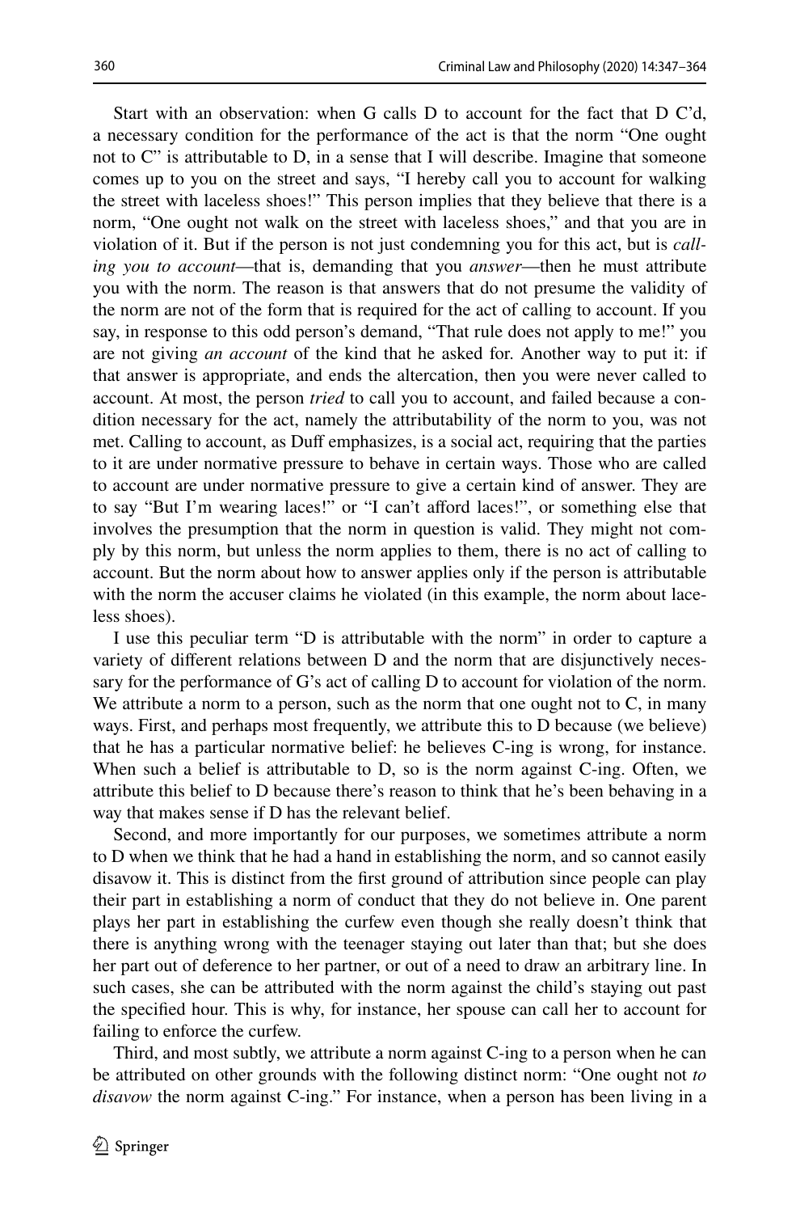Start with an observation: when G calls D to account for the fact that D C'd, a necessary condition for the performance of the act is that the norm "One ought not to C" is attributable to D, in a sense that I will describe. Imagine that someone comes up to you on the street and says, "I hereby call you to account for walking the street with laceless shoes!" This person implies that they believe that there is a norm, "One ought not walk on the street with laceless shoes," and that you are in violation of it. But if the person is not just condemning you for this act, but is *calling you to account*—that is, demanding that you *answer*—then he must attribute you with the norm. The reason is that answers that do not presume the validity of the norm are not of the form that is required for the act of calling to account. If you say, in response to this odd person's demand, "That rule does not apply to me!" you are not giving *an account* of the kind that he asked for. Another way to put it: if that answer is appropriate, and ends the altercation, then you were never called to account. At most, the person *tried* to call you to account, and failed because a condition necessary for the act, namely the attributability of the norm to you, was not met. Calling to account, as Duff emphasizes, is a social act, requiring that the parties to it are under normative pressure to behave in certain ways. Those who are called to account are under normative pressure to give a certain kind of answer. They are to say "But I'm wearing laces!" or "I can't afford laces!", or something else that involves the presumption that the norm in question is valid. They might not comply by this norm, but unless the norm applies to them, there is no act of calling to account. But the norm about how to answer applies only if the person is attributable with the norm the accuser claims he violated (in this example, the norm about laceless shoes).

I use this peculiar term "D is attributable with the norm" in order to capture a variety of different relations between D and the norm that are disjunctively necessary for the performance of G's act of calling D to account for violation of the norm. We attribute a norm to a person, such as the norm that one ought not to C, in many ways. First, and perhaps most frequently, we attribute this to D because (we believe) that he has a particular normative belief: he believes C-ing is wrong, for instance. When such a belief is attributable to D, so is the norm against C-ing. Often, we attribute this belief to D because there's reason to think that he's been behaving in a way that makes sense if D has the relevant belief.

Second, and more importantly for our purposes, we sometimes attribute a norm to D when we think that he had a hand in establishing the norm, and so cannot easily disavow it. This is distinct from the first ground of attribution since people can play their part in establishing a norm of conduct that they do not believe in. One parent plays her part in establishing the curfew even though she really doesn't think that there is anything wrong with the teenager staying out later than that; but she does her part out of deference to her partner, or out of a need to draw an arbitrary line. In such cases, she can be attributed with the norm against the child's staying out past the specified hour. This is why, for instance, her spouse can call her to account for failing to enforce the curfew.

Third, and most subtly, we attribute a norm against C-ing to a person when he can be attributed on other grounds with the following distinct norm: "One ought not *to disavow* the norm against C-ing." For instance, when a person has been living in a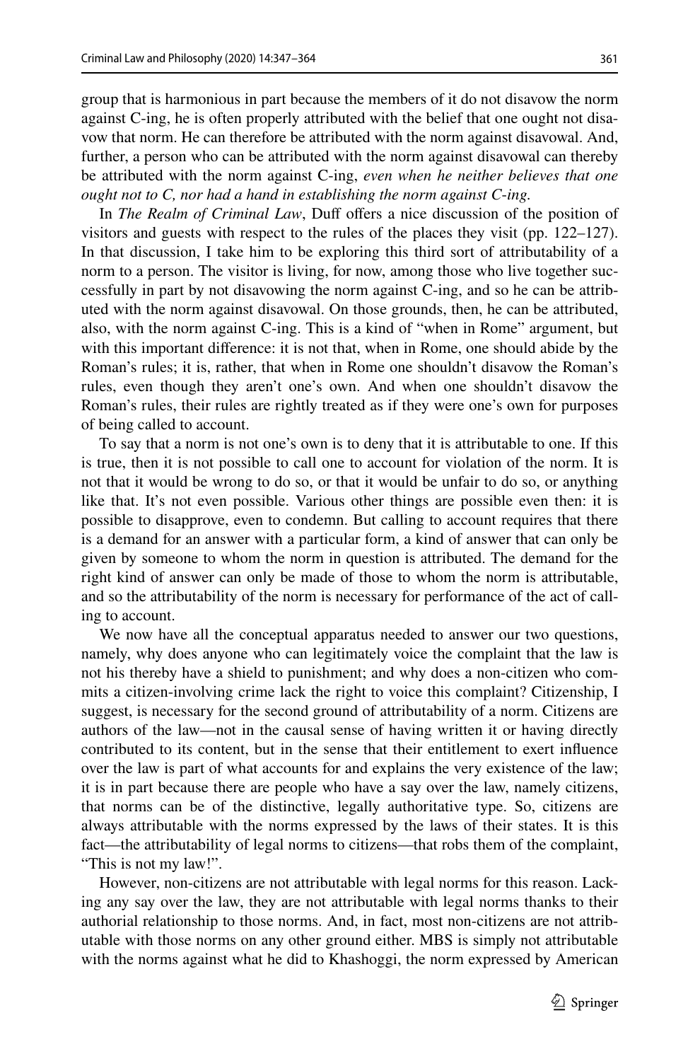group that is harmonious in part because the members of it do not disavow the norm against C-ing, he is often properly attributed with the belief that one ought not disavow that norm. He can therefore be attributed with the norm against disavowal. And, further, a person who can be attributed with the norm against disavowal can thereby be attributed with the norm against C-ing, *even when he neither believes that one ought not to C, nor had a hand in establishing the norm against C-ing.*

In *The Realm of Criminal Law*, Duff offers a nice discussion of the position of visitors and guests with respect to the rules of the places they visit (pp. 122–127). In that discussion, I take him to be exploring this third sort of attributability of a norm to a person. The visitor is living, for now, among those who live together successfully in part by not disavowing the norm against C-ing, and so he can be attributed with the norm against disavowal. On those grounds, then, he can be attributed, also, with the norm against C-ing. This is a kind of "when in Rome" argument, but with this important difference: it is not that, when in Rome, one should abide by the Roman's rules; it is, rather, that when in Rome one shouldn't disavow the Roman's rules, even though they aren't one's own. And when one shouldn't disavow the Roman's rules, their rules are rightly treated as if they were one's own for purposes of being called to account.

To say that a norm is not one's own is to deny that it is attributable to one. If this is true, then it is not possible to call one to account for violation of the norm. It is not that it would be wrong to do so, or that it would be unfair to do so, or anything like that. It's not even possible. Various other things are possible even then: it is possible to disapprove, even to condemn. But calling to account requires that there is a demand for an answer with a particular form, a kind of answer that can only be given by someone to whom the norm in question is attributed. The demand for the right kind of answer can only be made of those to whom the norm is attributable, and so the attributability of the norm is necessary for performance of the act of calling to account.

We now have all the conceptual apparatus needed to answer our two questions, namely, why does anyone who can legitimately voice the complaint that the law is not his thereby have a shield to punishment; and why does a non-citizen who commits a citizen-involving crime lack the right to voice this complaint? Citizenship, I suggest, is necessary for the second ground of attributability of a norm. Citizens are authors of the law—not in the causal sense of having written it or having directly contributed to its content, but in the sense that their entitlement to exert influence over the law is part of what accounts for and explains the very existence of the law; it is in part because there are people who have a say over the law, namely citizens, that norms can be of the distinctive, legally authoritative type. So, citizens are always attributable with the norms expressed by the laws of their states. It is this fact—the attributability of legal norms to citizens—that robs them of the complaint, "This is not my law!".

However, non-citizens are not attributable with legal norms for this reason. Lacking any say over the law, they are not attributable with legal norms thanks to their authorial relationship to those norms. And, in fact, most non-citizens are not attributable with those norms on any other ground either. MBS is simply not attributable with the norms against what he did to Khashoggi, the norm expressed by American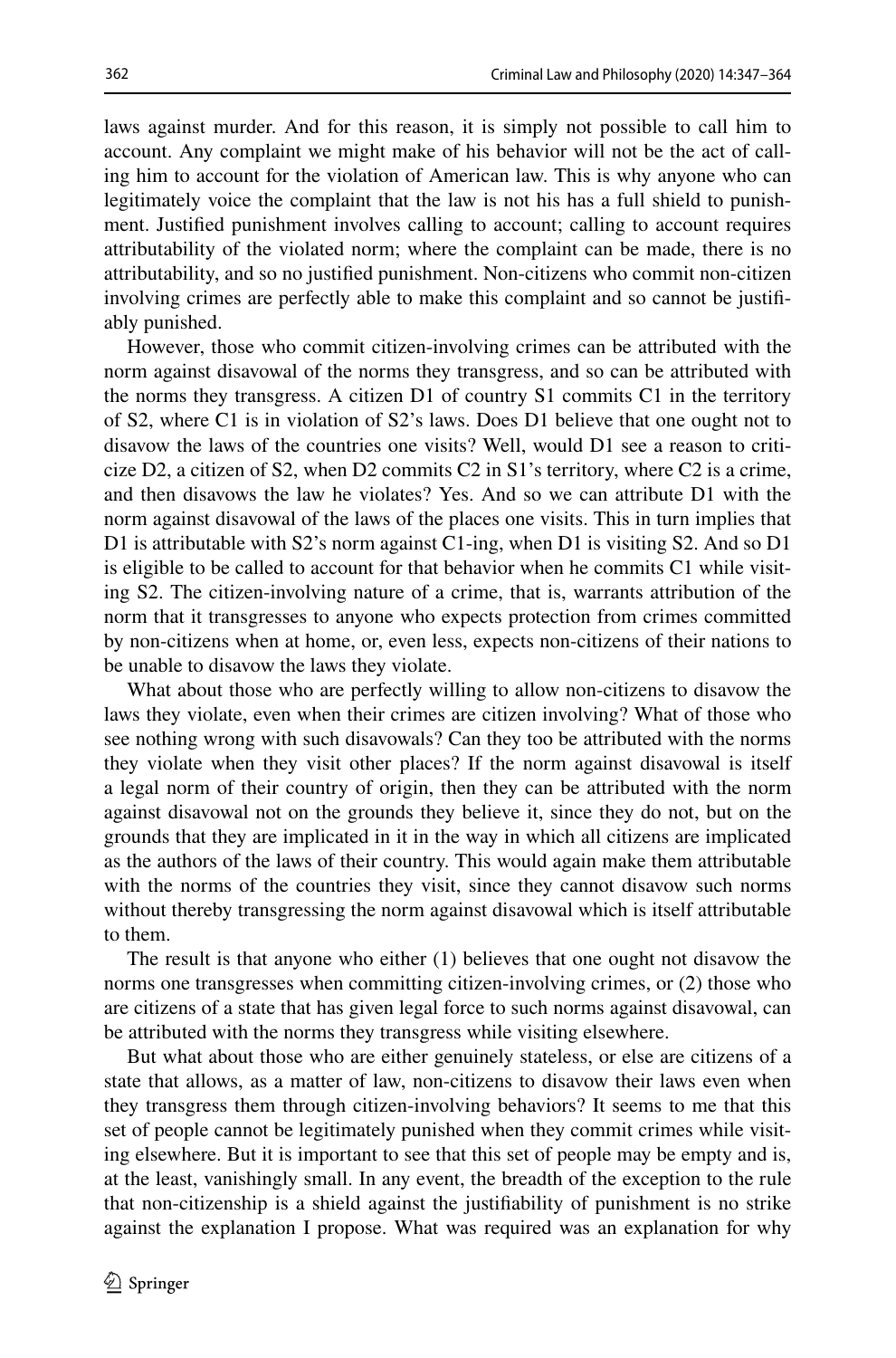laws against murder. And for this reason, it is simply not possible to call him to account. Any complaint we might make of his behavior will not be the act of calling him to account for the violation of American law. This is why anyone who can legitimately voice the complaint that the law is not his has a full shield to punishment. Justified punishment involves calling to account; calling to account requires attributability of the violated norm; where the complaint can be made, there is no attributability, and so no justified punishment. Non-citizens who commit non-citizen involving crimes are perfectly able to make this complaint and so cannot be justifiably punished.

However, those who commit citizen-involving crimes can be attributed with the norm against disavowal of the norms they transgress, and so can be attributed with the norms they transgress. A citizen D1 of country S1 commits C1 in the territory of S2, where C1 is in violation of S2's laws. Does D1 believe that one ought not to disavow the laws of the countries one visits? Well, would D1 see a reason to criticize D2, a citizen of S2, when D2 commits C2 in S1's territory, where C2 is a crime, and then disavows the law he violates? Yes. And so we can attribute D1 with the norm against disavowal of the laws of the places one visits. This in turn implies that D1 is attributable with S2's norm against C1-ing, when D1 is visiting S2. And so D1 is eligible to be called to account for that behavior when he commits C1 while visiting S2. The citizen-involving nature of a crime, that is, warrants attribution of the norm that it transgresses to anyone who expects protection from crimes committed by non-citizens when at home, or, even less, expects non-citizens of their nations to be unable to disavow the laws they violate.

What about those who are perfectly willing to allow non-citizens to disavow the laws they violate, even when their crimes are citizen involving? What of those who see nothing wrong with such disavowals? Can they too be attributed with the norms they violate when they visit other places? If the norm against disavowal is itself a legal norm of their country of origin, then they can be attributed with the norm against disavowal not on the grounds they believe it, since they do not, but on the grounds that they are implicated in it in the way in which all citizens are implicated as the authors of the laws of their country. This would again make them attributable with the norms of the countries they visit, since they cannot disavow such norms without thereby transgressing the norm against disavowal which is itself attributable to them.

The result is that anyone who either (1) believes that one ought not disavow the norms one transgresses when committing citizen-involving crimes, or (2) those who are citizens of a state that has given legal force to such norms against disavowal, can be attributed with the norms they transgress while visiting elsewhere.

But what about those who are either genuinely stateless, or else are citizens of a state that allows, as a matter of law, non-citizens to disavow their laws even when they transgress them through citizen-involving behaviors? It seems to me that this set of people cannot be legitimately punished when they commit crimes while visiting elsewhere. But it is important to see that this set of people may be empty and is, at the least, vanishingly small. In any event, the breadth of the exception to the rule that non-citizenship is a shield against the justifiability of punishment is no strike against the explanation I propose. What was required was an explanation for why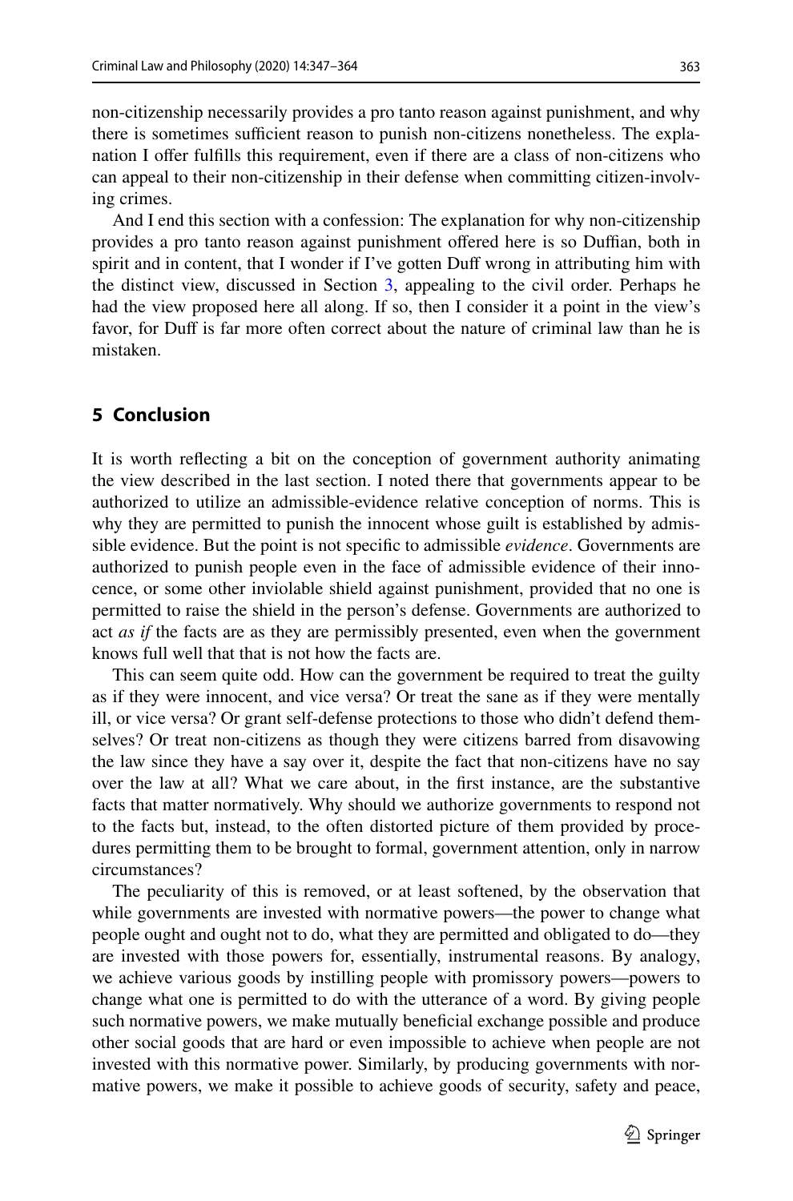non-citizenship necessarily provides a pro tanto reason against punishment, and why there is sometimes sufficient reason to punish non-citizens nonetheless. The explanation I offer fulfills this requirement, even if there are a class of non-citizens who can appeal to their non-citizenship in their defense when committing citizen-involving crimes.

And I end this section with a confession: The explanation for why non-citizenship provides a pro tanto reason against punishment offered here is so Duffian, both in spirit and in content, that I wonder if I've gotten Duff wrong in attributing him with the distinct view, discussed in Section 3, appealing to the civil order. Perhaps he had the view proposed here all along. If so, then I consider it a point in the view's favor, for Duff is far more often correct about the nature of criminal law than he is mistaken.

## 5 Conclusion

It is worth reflecting a bit on the conception of government authority animating the view described in the last section. I noted there that governments appear to be authorized to utilize an admissible-evidence relative conception of norms. This is why they are permitted to punish the innocent whose guilt is established by admissible evidence. But the point is not specific to admissible *evidence*. Governments are authorized to punish people even in the face of admissible evidence of their innocence, or some other inviolable shield against punishment, provided that no one is permitted to raise the shield in the person's defense. Governments are authorized to act *as if* the facts are as they are permissibly presented, even when the government knows full well that that is not how the facts are.

This can seem quite odd. How can the government be required to treat the guilty as if they were innocent, and vice versa? Or treat the sane as if they were mentally ill, or vice versa? Or grant self-defense protections to those who didn't defend themselves? Or treat non-citizens as though they were citizens barred from disavowing the law since they have a say over it, despite the fact that non-citizens have no say over the law at all? What we care about, in the first instance, are the substantive facts that matter normatively. Why should we authorize governments to respond not to the facts but, instead, to the often distorted picture of them provided by procedures permitting them to be brought to formal, government attention, only in narrow circumstances?

The peculiarity of this is removed, or at least softened, by the observation that while governments are invested with normative powers—the power to change what people ought and ought not to do, what they are permitted and obligated to do—they are invested with those powers for, essentially, instrumental reasons. By analogy, we achieve various goods by instilling people with promissory powers—powers to change what one is permitted to do with the utterance of a word. By giving people such normative powers, we make mutually beneficial exchange possible and produce other social goods that are hard or even impossible to achieve when people are not invested with this normative power. Similarly, by producing governments with normative powers, we make it possible to achieve goods of security, safety and peace,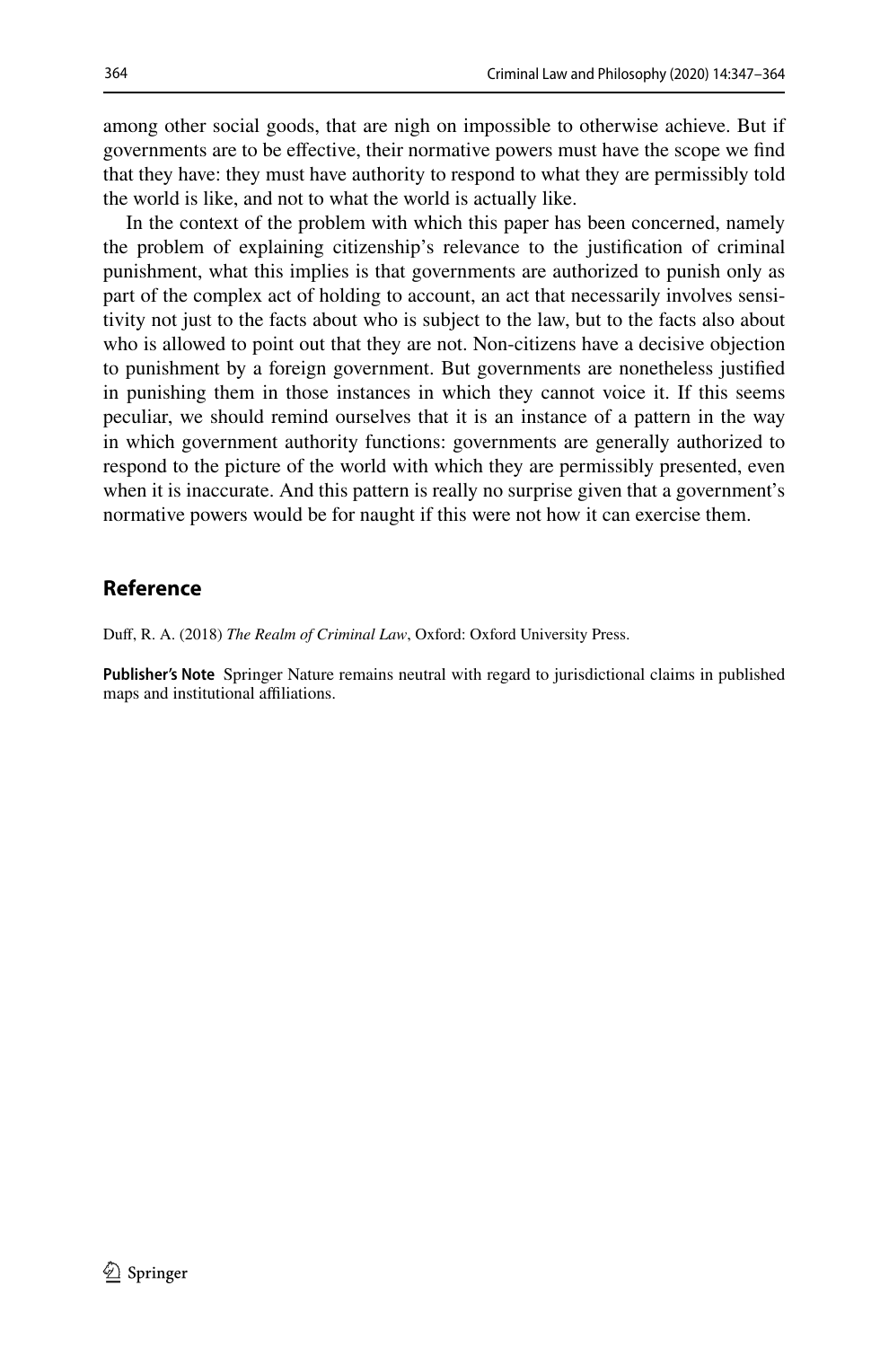among other social goods, that are nigh on impossible to otherwise achieve. But if governments are to be effective, their normative powers must have the scope we find that they have: they must have authority to respond to what they are permissibly told the world is like, and not to what the world is actually like.

In the context of the problem with which this paper has been concerned, namely the problem of explaining citizenship's relevance to the justification of criminal punishment, what this implies is that governments are authorized to punish only as part of the complex act of holding to account, an act that necessarily involves sensitivity not just to the facts about who is subject to the law, but to the facts also about who is allowed to point out that they are not. Non-citizens have a decisive objection to punishment by a foreign government. But governments are nonetheless justified in punishing them in those instances in which they cannot voice it. If this seems peculiar, we should remind ourselves that it is an instance of a pattern in the way in which government authority functions: governments are generally authorized to respond to the picture of the world with which they are permissibly presented, even when it is inaccurate. And this pattern is really no surprise given that a government's normative powers would be for naught if this were not how it can exercise them.

## Reference

Duff, R. A. (2018) *The Realm of Criminal Law*, Oxford: Oxford University Press.

**Publisher's Note** Springer Nature remains neutral with regard to jurisdictional claims in published maps and institutional affiliations.